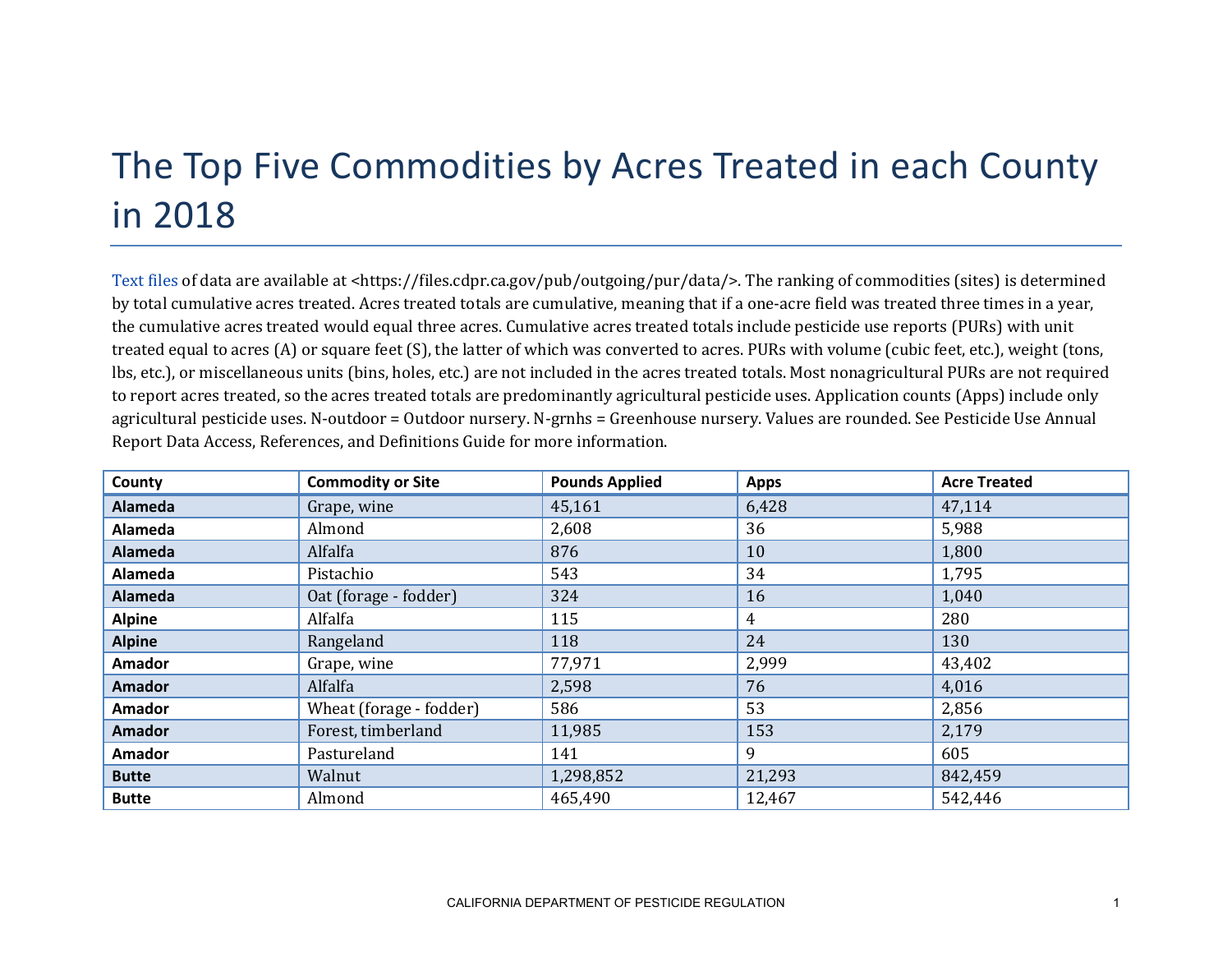# The Top Five Commodities by Acres Treated in each County in 2018

Text files of data are available at <https://files.cdpr.ca.gov/pub/outgoing/pur/data/>. The ranking of commodities (sites) is determined by total cumulative acres treated. Acres treated totals are cumulative, meaning that if a one-acre field was treated three times in a year, the cumulative acres treated would equal three acres. Cumulative acres treated totals include pesticide use reports (PURs) with unit treated equal to acres (A) or square feet (S), the latter of which was converted to acres. PURs with volume (cubic feet, etc.), weight (tons, lbs, etc.), or miscellaneous units (bins, holes, etc.) are not included in the acres treated totals. Most nonagricultural PURs are not required to report acres treated, so the acres treated totals are predominantly agricultural pesticide uses. Application counts (Apps) include only agricultural pesticide uses. N-outdoor = Outdoor nursery. N-grnhs = Greenhouse nursery. Values are rounded. See Pesticide Use Annual Report Data Access, References, and Definitions Guide for more information.

| County | Commodity or Site | Pounds Applied | Apps | Acre Treated |
|---|---|---|---|---|
| **Alameda** | Grape, wine | 45,161 | 6,428 | 47,114 |
| **Alameda** | Almond | 2,608 | 36 | 5,988 |
| **Alameda** | Alfalfa | 876 | 10 | 1,800 |
| **Alameda** | Pistachio | 543 | 34 | 1,795 |
| **Alameda** | Oat (forage - fodder) | 324 | 16 | 1,040 |
| **Alpine** | Alfalfa | 115 | 4 | 280 |
| **Alpine** | Rangeland | 118 | 24 | 130 |
| **Amador** | Grape, wine | 77,971 | 2,999 | 43,402 |
| **Amador** | Alfalfa | 2,598 | 76 | 4,016 |
| **Amador** | Wheat (forage - fodder) | 586 | 53 | 2,856 |
| **Amador** | Forest, timberland | 11,985 | 153 | 2,179 |
| **Amador** | Pastureland | 141 | 9 | 605 |
| **Butte** | Walnut | 1,298,852 | 21,293 | 842,459 |
| **Butte** | Almond | 465,490 | 12,467 | 542,446 |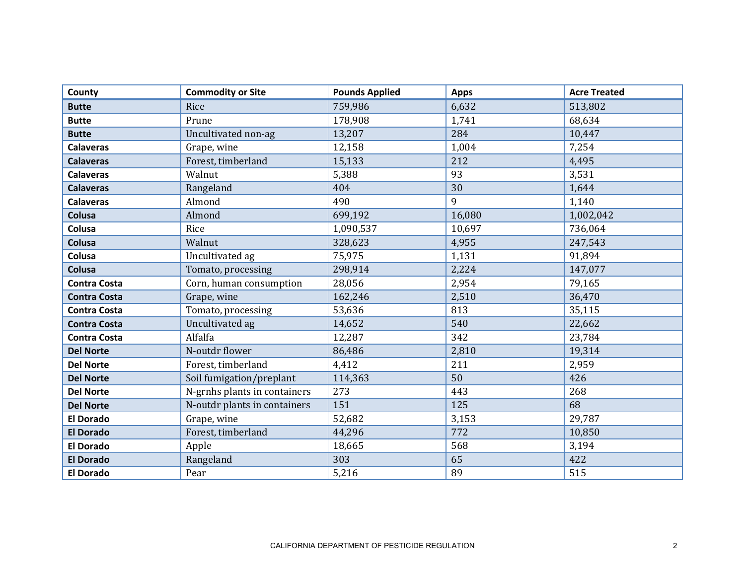| County | Commodity or Site | Pounds Applied | Apps | Acre Treated |
|---|---|---|---|---|
| **Butte** | Rice | 759,986 | 6,632 | 513,802 |
| **Butte** | Prune | 178,908 | 1,741 | 68,634 |
| **Butte** | Uncultivated non-ag | 13,207 | 284 | 10,447 |
| **Calaveras** | Grape, wine | 12,158 | 1,004 | 7,254 |
| **Calaveras** | Forest, timberland | 15,133 | 212 | 4,495 |
| **Calaveras** | Walnut | 5,388 | 93 | 3,531 |
| **Calaveras** | Rangeland | 404 | 30 | 1,644 |
| **Calaveras** | Almond | 490 | 9 | 1,140 |
| **Colusa** | Almond | 699,192 | 16,080 | 1,002,042 |
| **Colusa** | Rice | 1,090,537 | 10,697 | 736,064 |
| **Colusa** | Walnut | 328,623 | 4,955 | 247,543 |
| **Colusa** | Uncultivated ag | 75,975 | 1,131 | 91,894 |
| **Colusa** | Tomato, processing | 298,914 | 2,224 | 147,077 |
| **Contra Costa** | Corn, human consumption | 28,056 | 2,954 | 79,165 |
| **Contra Costa** | Grape, wine | 162,246 | 2,510 | 36,470 |
| **Contra Costa** | Tomato, processing | 53,636 | 813 | 35,115 |
| **Contra Costa** | Uncultivated ag | 14,652 | 540 | 22,662 |
| **Contra Costa** | Alfalfa | 12,287 | 342 | 23,784 |
| **Del Norte** | N-outdr flower | 86,486 | 2,810 | 19,314 |
| **Del Norte** | Forest, timberland | 4,412 | 211 | 2,959 |
| **Del Norte** | Soil fumigation/preplant | 114,363 | 50 | 426 |
| **Del Norte** | N-grnhs plants in containers | 273 | 443 | 268 |
| **Del Norte** | N-outdr plants in containers | 151 | 125 | 68 |
| **El Dorado** | Grape, wine | 52,682 | 3,153 | 29,787 |
| **El Dorado** | Forest, timberland | 44,296 | 772 | 10,850 |
| **El Dorado** | Apple | 18,665 | 568 | 3,194 |
| **El Dorado** | Rangeland | 303 | 65 | 422 |
| **El Dorado** | Pear | 5,216 | 89 | 515 |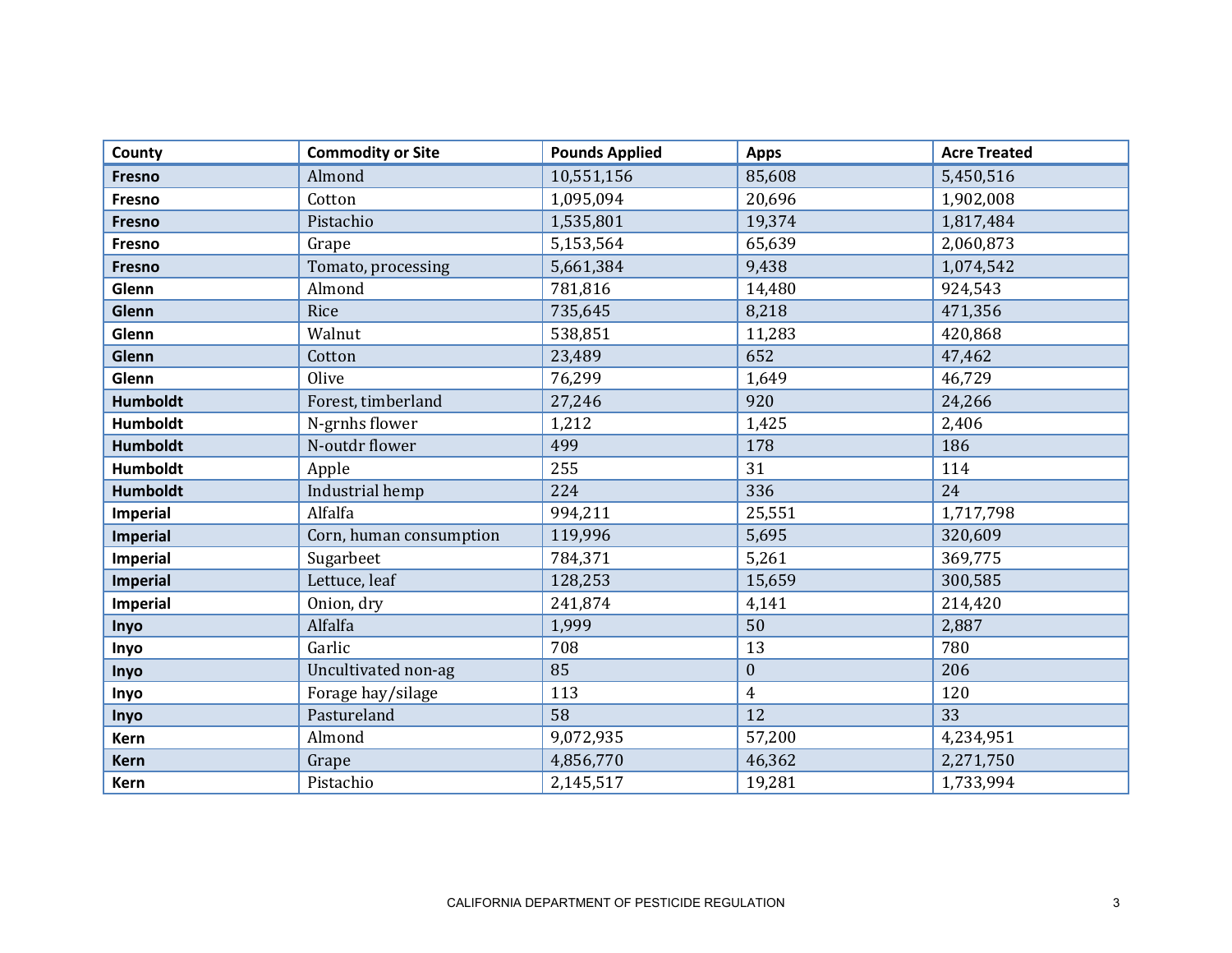| County | Commodity or Site | Pounds Applied | Apps | Acre Treated |
| --- | --- | --- | --- | --- |
| **Fresno** | Almond | 10,551,156 | 85,608 | 5,450,516 |
| **Fresno** | Cotton | 1,095,094 | 20,696 | 1,902,008 |
| **Fresno** | Pistachio | 1,535,801 | 19,374 | 1,817,484 |
| **Fresno** | Grape | 5,153,564 | 65,639 | 2,060,873 |
| **Fresno** | Tomato, processing | 5,661,384 | 9,438 | 1,074,542 |
| **Glenn** | Almond | 781,816 | 14,480 | 924,543 |
| **Glenn** | Rice | 735,645 | 8,218 | 471,356 |
| **Glenn** | Walnut | 538,851 | 11,283 | 420,868 |
| **Glenn** | Cotton | 23,489 | 652 | 47,462 |
| **Glenn** | Olive | 76,299 | 1,649 | 46,729 |
| **Humboldt** | Forest, timberland | 27,246 | 920 | 24,266 |
| **Humboldt** | N-grnhs flower | 1,212 | 1,425 | 2,406 |
| **Humboldt** | N-outdr flower | 499 | 178 | 186 |
| **Humboldt** | Apple | 255 | 31 | 114 |
| **Humboldt** | Industrial hemp | 224 | 336 | 24 |
| **Imperial** | Alfalfa | 994,211 | 25,551 | 1,717,798 |
| **Imperial** | Corn, human consumption | 119,996 | 5,695 | 320,609 |
| **Imperial** | Sugarbeet | 784,371 | 5,261 | 369,775 |
| **Imperial** | Lettuce, leaf | 128,253 | 15,659 | 300,585 |
| **Imperial** | Onion, dry | 241,874 | 4,141 | 214,420 |
| **Inyo** | Alfalfa | 1,999 | 50 | 2,887 |
| **Inyo** | Garlic | 708 | 13 | 780 |
| **Inyo** | Uncultivated non-ag | 85 | 0 | 206 |
| **Inyo** | Forage hay/silage | 113 | 4 | 120 |
| **Inyo** | Pastureland | 58 | 12 | 33 |
| **Kern** | Almond | 9,072,935 | 57,200 | 4,234,951 |
| **Kern** | Grape | 4,856,770 | 46,362 | 2,271,750 |
| **Kern** | Pistachio | 2,145,517 | 19,281 | 1,733,994 |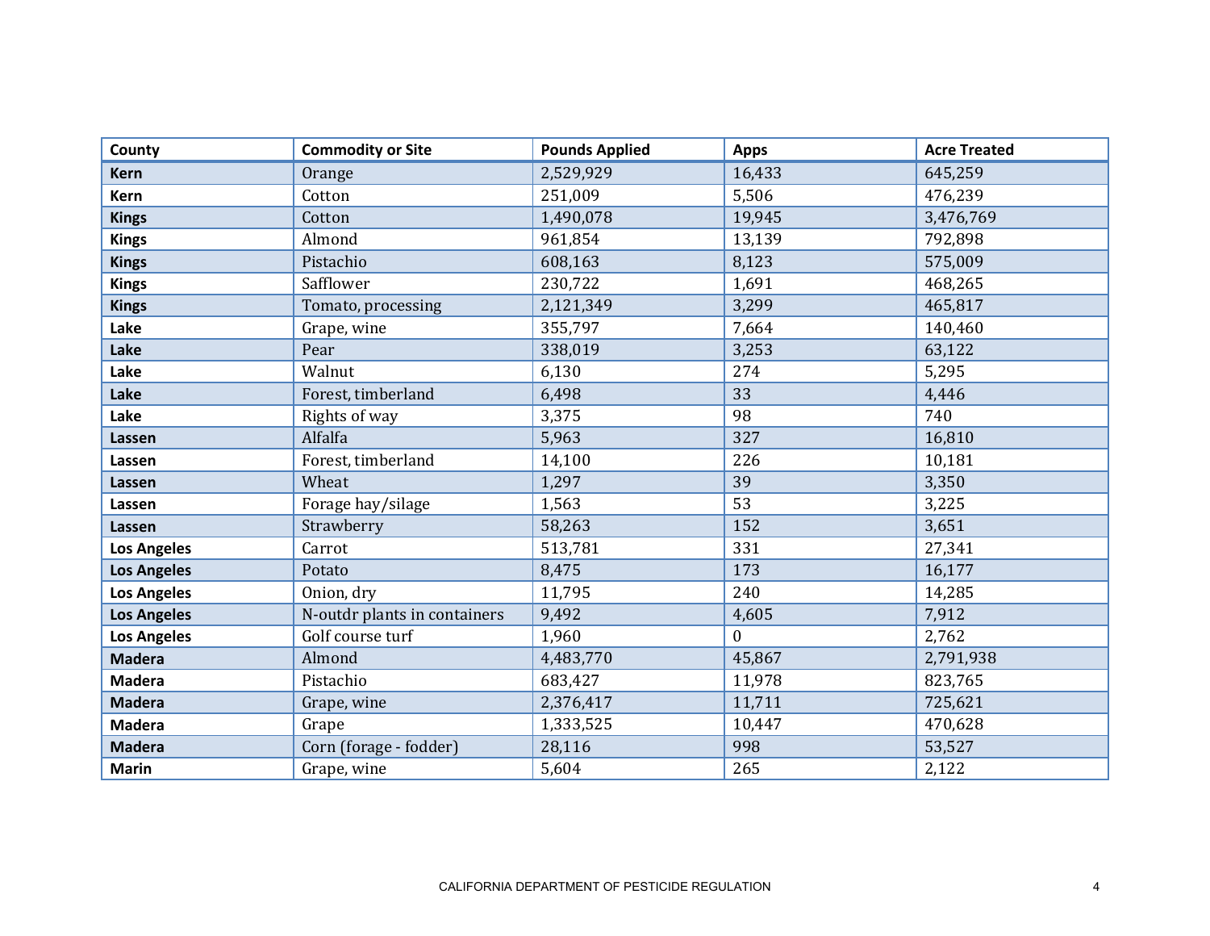| County | Commodity or Site | Pounds Applied | Apps | Acre Treated |
|---|---|---|---|---|
| **Kern** | Orange | 2,529,929 | 16,433 | 645,259 |
| **Kern** | Cotton | 251,009 | 5,506 | 476,239 |
| **Kings** | Cotton | 1,490,078 | 19,945 | 3,476,769 |
| **Kings** | Almond | 961,854 | 13,139 | 792,898 |
| **Kings** | Pistachio | 608,163 | 8,123 | 575,009 |
| **Kings** | Safflower | 230,722 | 1,691 | 468,265 |
| **Kings** | Tomato, processing | 2,121,349 | 3,299 | 465,817 |
| **Lake** | Grape, wine | 355,797 | 7,664 | 140,460 |
| **Lake** | Pear | 338,019 | 3,253 | 63,122 |
| **Lake** | Walnut | 6,130 | 274 | 5,295 |
| **Lake** | Forest, timberland | 6,498 | 33 | 4,446 |
| **Lake** | Rights of way | 3,375 | 98 | 740 |
| **Lassen** | Alfalfa | 5,963 | 327 | 16,810 |
| **Lassen** | Forest, timberland | 14,100 | 226 | 10,181 |
| **Lassen** | Wheat | 1,297 | 39 | 3,350 |
| **Lassen** | Forage hay/silage | 1,563 | 53 | 3,225 |
| **Lassen** | Strawberry | 58,263 | 152 | 3,651 |
| **Los Angeles** | Carrot | 513,781 | 331 | 27,341 |
| **Los Angeles** | Potato | 8,475 | 173 | 16,177 |
| **Los Angeles** | Onion, dry | 11,795 | 240 | 14,285 |
| **Los Angeles** | N-outdr plants in containers | 9,492 | 4,605 | 7,912 |
| **Los Angeles** | Golf course turf | 1,960 | 0 | 2,762 |
| **Madera** | Almond | 4,483,770 | 45,867 | 2,791,938 |
| **Madera** | Pistachio | 683,427 | 11,978 | 823,765 |
| **Madera** | Grape, wine | 2,376,417 | 11,711 | 725,621 |
| **Madera** | Grape | 1,333,525 | 10,447 | 470,628 |
| **Madera** | Corn (forage - fodder) | 28,116 | 998 | 53,527 |
| **Marin** | Grape, wine | 5,604 | 265 | 2,122 |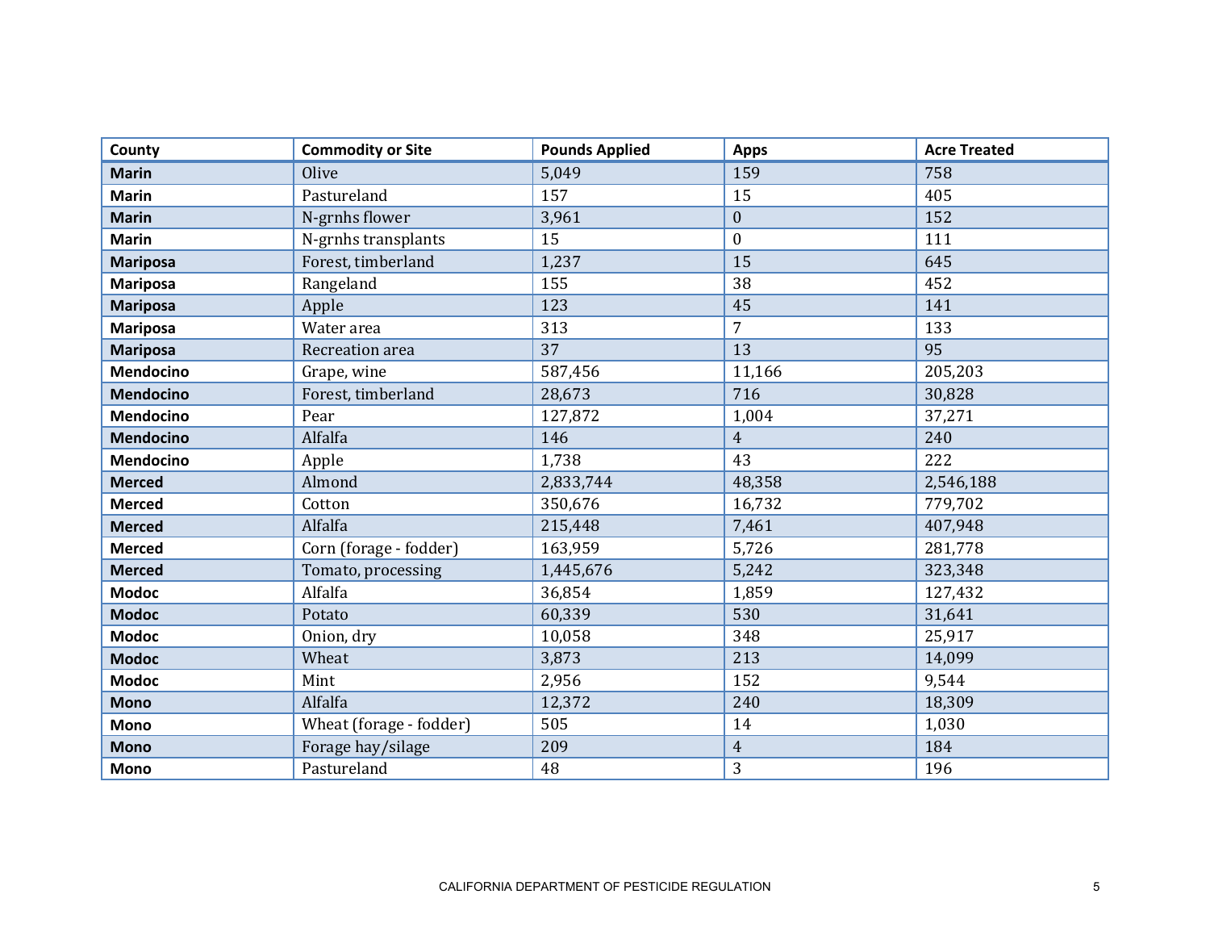| County | Commodity or Site | Pounds Applied | Apps | Acre Treated |
|---|---|---|---|---|
| **Marin** | Olive | 5,049 | 159 | 758 |
| **Marin** | Pastureland | 157 | 15 | 405 |
| **Marin** | N-grnhs flower | 3,961 | 0 | 152 |
| **Marin** | N-grnhs transplants | 15 | 0 | 111 |
| **Mariposa** | Forest, timberland | 1,237 | 15 | 645 |
| **Mariposa** | Rangeland | 155 | 38 | 452 |
| **Mariposa** | Apple | 123 | 45 | 141 |
| **Mariposa** | Water area | 313 | 7 | 133 |
| **Mariposa** | Recreation area | 37 | 13 | 95 |
| **Mendocino** | Grape, wine | 587,456 | 11,166 | 205,203 |
| **Mendocino** | Forest, timberland | 28,673 | 716 | 30,828 |
| **Mendocino** | Pear | 127,872 | 1,004 | 37,271 |
| **Mendocino** | Alfalfa | 146 | 4 | 240 |
| **Mendocino** | Apple | 1,738 | 43 | 222 |
| **Merced** | Almond | 2,833,744 | 48,358 | 2,546,188 |
| **Merced** | Cotton | 350,676 | 16,732 | 779,702 |
| **Merced** | Alfalfa | 215,448 | 7,461 | 407,948 |
| **Merced** | Corn (forage - fodder) | 163,959 | 5,726 | 281,778 |
| **Merced** | Tomato, processing | 1,445,676 | 5,242 | 323,348 |
| **Modoc** | Alfalfa | 36,854 | 1,859 | 127,432 |
| **Modoc** | Potato | 60,339 | 530 | 31,641 |
| **Modoc** | Onion, dry | 10,058 | 348 | 25,917 |
| **Modoc** | Wheat | 3,873 | 213 | 14,099 |
| **Modoc** | Mint | 2,956 | 152 | 9,544 |
| **Mono** | Alfalfa | 12,372 | 240 | 18,309 |
| **Mono** | Wheat (forage - fodder) | 505 | 14 | 1,030 |
| **Mono** | Forage hay/silage | 209 | 4 | 184 |
| **Mono** | Pastureland | 48 | 3 | 196 |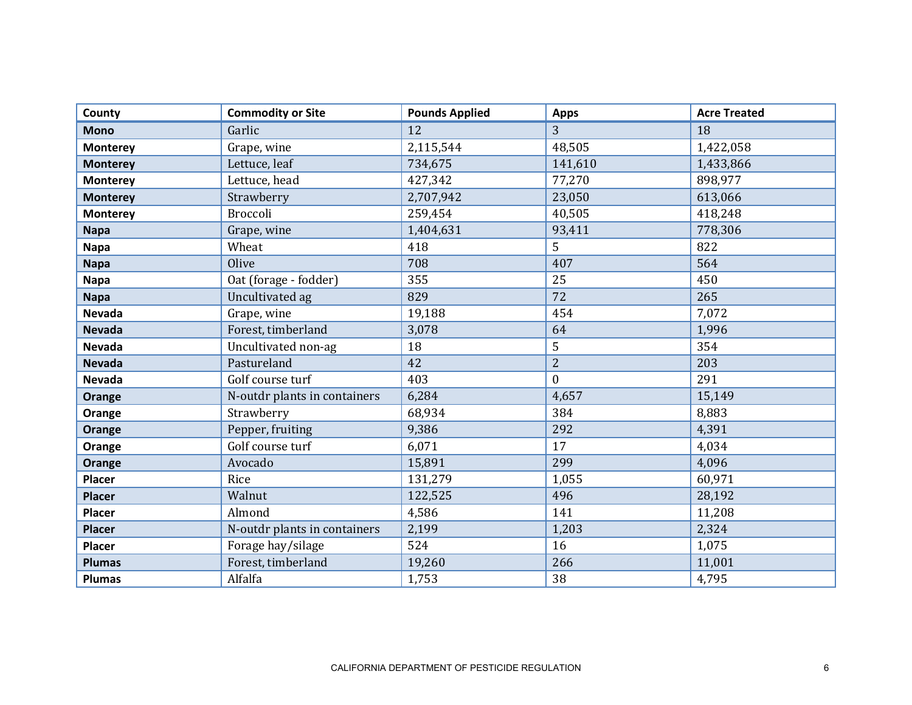| County | Commodity or Site | Pounds Applied | Apps | Acre Treated |
|---|---|---|---|---|
| **Mono** | Garlic | 12 | 3 | 18 |
| **Monterey** | Grape, wine | 2,115,544 | 48,505 | 1,422,058 |
| **Monterey** | Lettuce, leaf | 734,675 | 141,610 | 1,433,866 |
| **Monterey** | Lettuce, head | 427,342 | 77,270 | 898,977 |
| **Monterey** | Strawberry | 2,707,942 | 23,050 | 613,066 |
| **Monterey** | Broccoli | 259,454 | 40,505 | 418,248 |
| **Napa** | Grape, wine | 1,404,631 | 93,411 | 778,306 |
| **Napa** | Wheat | 418 | 5 | 822 |
| **Napa** | Olive | 708 | 407 | 564 |
| **Napa** | Oat (forage - fodder) | 355 | 25 | 450 |
| **Napa** | Uncultivated ag | 829 | 72 | 265 |
| **Nevada** | Grape, wine | 19,188 | 454 | 7,072 |
| **Nevada** | Forest, timberland | 3,078 | 64 | 1,996 |
| **Nevada** | Uncultivated non-ag | 18 | 5 | 354 |
| **Nevada** | Pastureland | 42 | 2 | 203 |
| **Nevada** | Golf course turf | 403 | 0 | 291 |
| **Orange** | N-outdr plants in containers | 6,284 | 4,657 | 15,149 |
| **Orange** | Strawberry | 68,934 | 384 | 8,883 |
| **Orange** | Pepper, fruiting | 9,386 | 292 | 4,391 |
| **Orange** | Golf course turf | 6,071 | 17 | 4,034 |
| **Orange** | Avocado | 15,891 | 299 | 4,096 |
| **Placer** | Rice | 131,279 | 1,055 | 60,971 |
| **Placer** | Walnut | 122,525 | 496 | 28,192 |
| **Placer** | Almond | 4,586 | 141 | 11,208 |
| **Placer** | N-outdr plants in containers | 2,199 | 1,203 | 2,324 |
| **Placer** | Forage hay/silage | 524 | 16 | 1,075 |
| **Plumas** | Forest, timberland | 19,260 | 266 | 11,001 |
| **Plumas** | Alfalfa | 1,753 | 38 | 4,795 |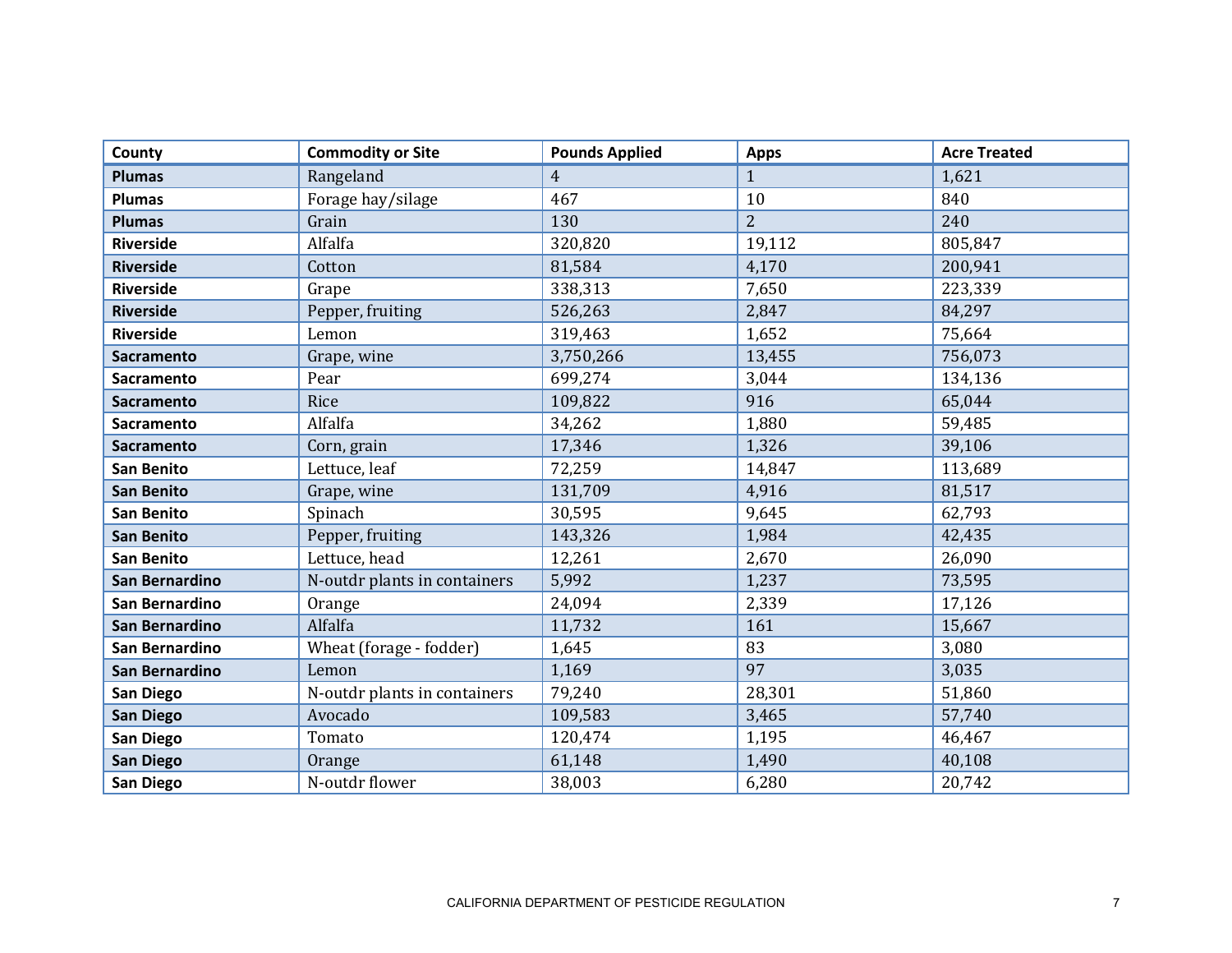| County | Commodity or Site | Pounds Applied | Apps | Acre Treated |
|---|---|---|---|---|
| **Plumas** | Rangeland | 4 | 1 | 1,621 |
| **Plumas** | Forage hay/silage | 467 | 10 | 840 |
| **Plumas** | Grain | 130 | 2 | 240 |
| **Riverside** | Alfalfa | 320,820 | 19,112 | 805,847 |
| **Riverside** | Cotton | 81,584 | 4,170 | 200,941 |
| **Riverside** | Grape | 338,313 | 7,650 | 223,339 |
| **Riverside** | Pepper, fruiting | 526,263 | 2,847 | 84,297 |
| **Riverside** | Lemon | 319,463 | 1,652 | 75,664 |
| **Sacramento** | Grape, wine | 3,750,266 | 13,455 | 756,073 |
| **Sacramento** | Pear | 699,274 | 3,044 | 134,136 |
| **Sacramento** | Rice | 109,822 | 916 | 65,044 |
| **Sacramento** | Alfalfa | 34,262 | 1,880 | 59,485 |
| **Sacramento** | Corn, grain | 17,346 | 1,326 | 39,106 |
| **San Benito** | Lettuce, leaf | 72,259 | 14,847 | 113,689 |
| **San Benito** | Grape, wine | 131,709 | 4,916 | 81,517 |
| **San Benito** | Spinach | 30,595 | 9,645 | 62,793 |
| **San Benito** | Pepper, fruiting | 143,326 | 1,984 | 42,435 |
| **San Benito** | Lettuce, head | 12,261 | 2,670 | 26,090 |
| **San Bernardino** | N-outdr plants in containers | 5,992 | 1,237 | 73,595 |
| **San Bernardino** | Orange | 24,094 | 2,339 | 17,126 |
| **San Bernardino** | Alfalfa | 11,732 | 161 | 15,667 |
| **San Bernardino** | Wheat (forage - fodder) | 1,645 | 83 | 3,080 |
| **San Bernardino** | Lemon | 1,169 | 97 | 3,035 |
| **San Diego** | N-outdr plants in containers | 79,240 | 28,301 | 51,860 |
| **San Diego** | Avocado | 109,583 | 3,465 | 57,740 |
| **San Diego** | Tomato | 120,474 | 1,195 | 46,467 |
| **San Diego** | Orange | 61,148 | 1,490 | 40,108 |
| **San Diego** | N-outdr flower | 38,003 | 6,280 | 20,742 |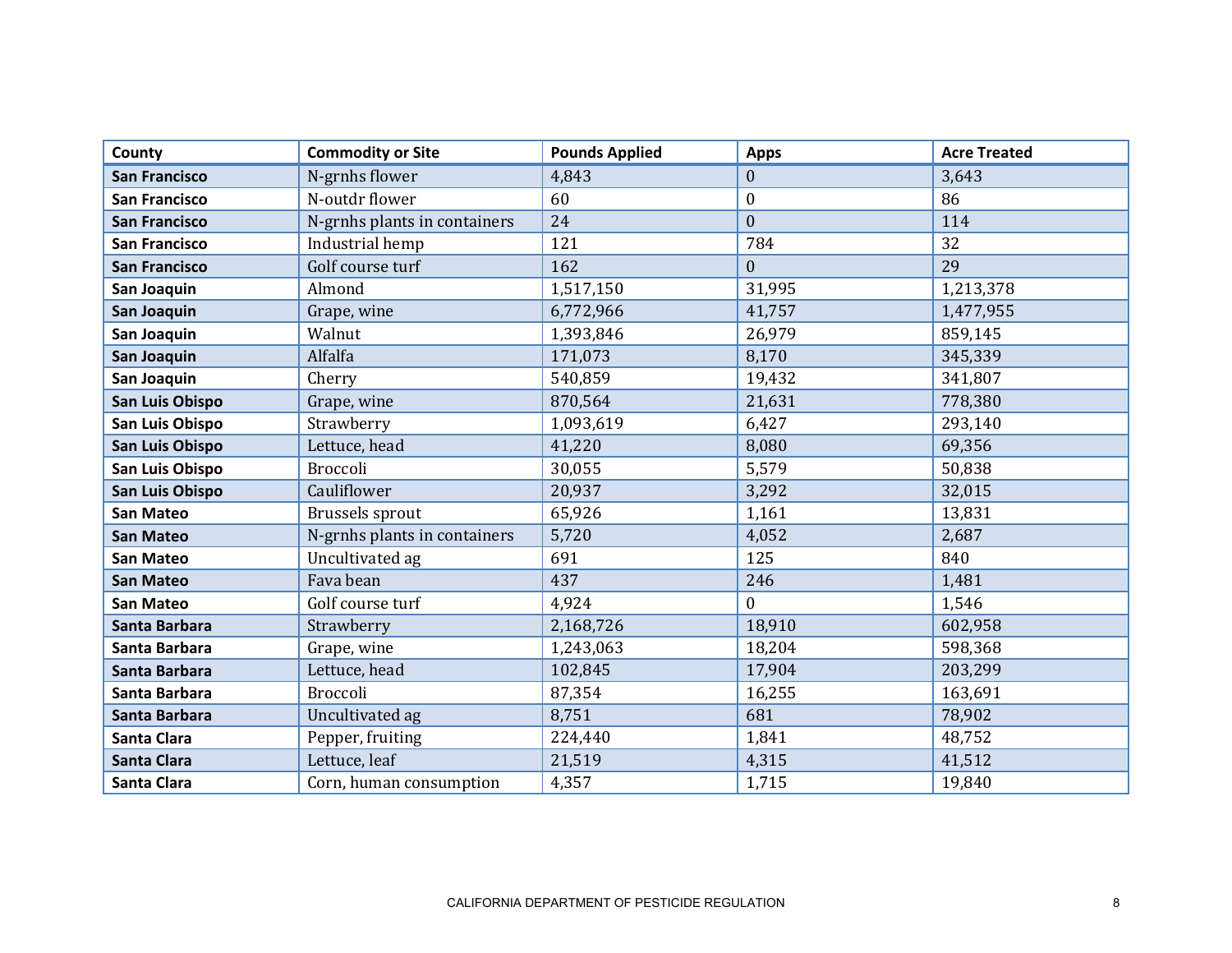| County | Commodity or Site | Pounds Applied | Apps | Acre Treated |
| --- | --- | --- | --- | --- |
| San Francisco | N-grnhs flower | 4,843 | 0 | 3,643 |
| San Francisco | N-outdr flower | 60 | 0 | 86 |
| San Francisco | N-grnhs plants in containers | 24 | 0 | 114 |
| San Francisco | Industrial hemp | 121 | 784 | 32 |
| San Francisco | Golf course turf | 162 | 0 | 29 |
| San Joaquin | Almond | 1,517,150 | 31,995 | 1,213,378 |
| San Joaquin | Grape, wine | 6,772,966 | 41,757 | 1,477,955 |
| San Joaquin | Walnut | 1,393,846 | 26,979 | 859,145 |
| San Joaquin | Alfalfa | 171,073 | 8,170 | 345,339 |
| San Joaquin | Cherry | 540,859 | 19,432 | 341,807 |
| San Luis Obispo | Grape, wine | 870,564 | 21,631 | 778,380 |
| San Luis Obispo | Strawberry | 1,093,619 | 6,427 | 293,140 |
| San Luis Obispo | Lettuce, head | 41,220 | 8,080 | 69,356 |
| San Luis Obispo | Broccoli | 30,055 | 5,579 | 50,838 |
| San Luis Obispo | Cauliflower | 20,937 | 3,292 | 32,015 |
| San Mateo | Brussels sprout | 65,926 | 1,161 | 13,831 |
| San Mateo | N-grnhs plants in containers | 5,720 | 4,052 | 2,687 |
| San Mateo | Uncultivated ag | 691 | 125 | 840 |
| San Mateo | Fava bean | 437 | 246 | 1,481 |
| San Mateo | Golf course turf | 4,924 | 0 | 1,546 |
| Santa Barbara | Strawberry | 2,168,726 | 18,910 | 602,958 |
| Santa Barbara | Grape, wine | 1,243,063 | 18,204 | 598,368 |
| Santa Barbara | Lettuce, head | 102,845 | 17,904 | 203,299 |
| Santa Barbara | Broccoli | 87,354 | 16,255 | 163,691 |
| Santa Barbara | Uncultivated ag | 8,751 | 681 | 78,902 |
| Santa Clara | Pepper, fruiting | 224,440 | 1,841 | 48,752 |
| Santa Clara | Lettuce, leaf | 21,519 | 4,315 | 41,512 |
| Santa Clara | Corn, human consumption | 4,357 | 1,715 | 19,840 |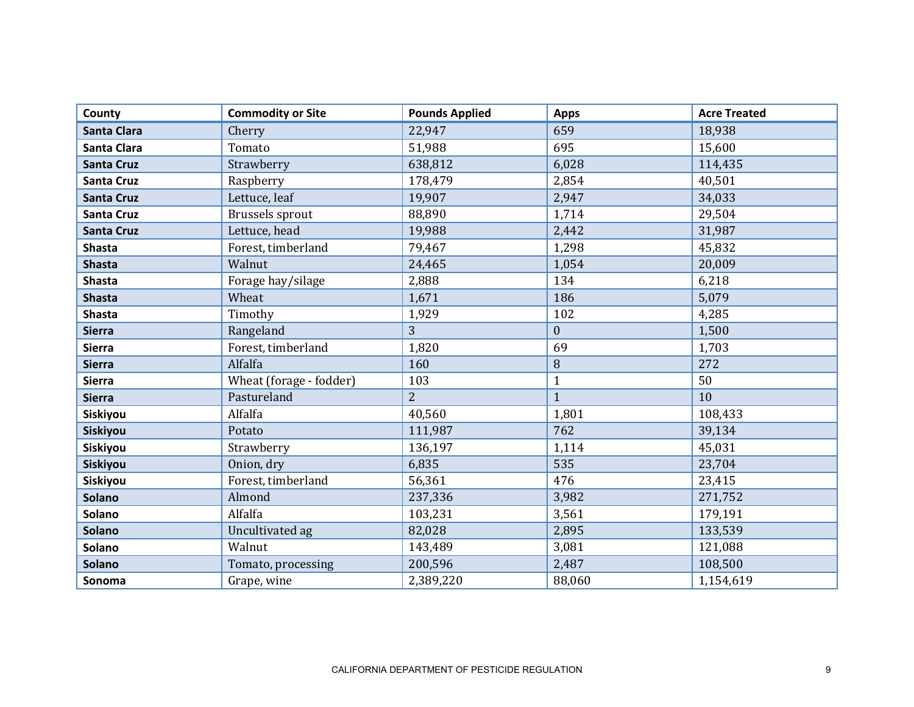| County | Commodity or Site | Pounds Applied | Apps | Acre Treated |
|---|---|---|---|---|
| **Santa Clara** | Cherry | 22,947 | 659 | 18,938 |
| **Santa Clara** | Tomato | 51,988 | 695 | 15,600 |
| **Santa Cruz** | Strawberry | 638,812 | 6,028 | 114,435 |
| **Santa Cruz** | Raspberry | 178,479 | 2,854 | 40,501 |
| **Santa Cruz** | Lettuce, leaf | 19,907 | 2,947 | 34,033 |
| **Santa Cruz** | Brussels sprout | 88,890 | 1,714 | 29,504 |
| **Santa Cruz** | Lettuce, head | 19,988 | 2,442 | 31,987 |
| **Shasta** | Forest, timberland | 79,467 | 1,298 | 45,832 |
| **Shasta** | Walnut | 24,465 | 1,054 | 20,009 |
| **Shasta** | Forage hay/silage | 2,888 | 134 | 6,218 |
| **Shasta** | Wheat | 1,671 | 186 | 5,079 |
| **Shasta** | Timothy | 1,929 | 102 | 4,285 |
| **Sierra** | Rangeland | 3 | 0 | 1,500 |
| **Sierra** | Forest, timberland | 1,820 | 69 | 1,703 |
| **Sierra** | Alfalfa | 160 | 8 | 272 |
| **Sierra** | Wheat (forage - fodder) | 103 | 1 | 50 |
| **Sierra** | Pastureland | 2 | 1 | 10 |
| **Siskiyou** | Alfalfa | 40,560 | 1,801 | 108,433 |
| **Siskiyou** | Potato | 111,987 | 762 | 39,134 |
| **Siskiyou** | Strawberry | 136,197 | 1,114 | 45,031 |
| **Siskiyou** | Onion, dry | 6,835 | 535 | 23,704 |
| **Siskiyou** | Forest, timberland | 56,361 | 476 | 23,415 |
| **Solano** | Almond | 237,336 | 3,982 | 271,752 |
| **Solano** | Alfalfa | 103,231 | 3,561 | 179,191 |
| **Solano** | Uncultivated ag | 82,028 | 2,895 | 133,539 |
| **Solano** | Walnut | 143,489 | 3,081 | 121,088 |
| **Solano** | Tomato, processing | 200,596 | 2,487 | 108,500 |
| **Sonoma** | Grape, wine | 2,389,220 | 88,060 | 1,154,619 |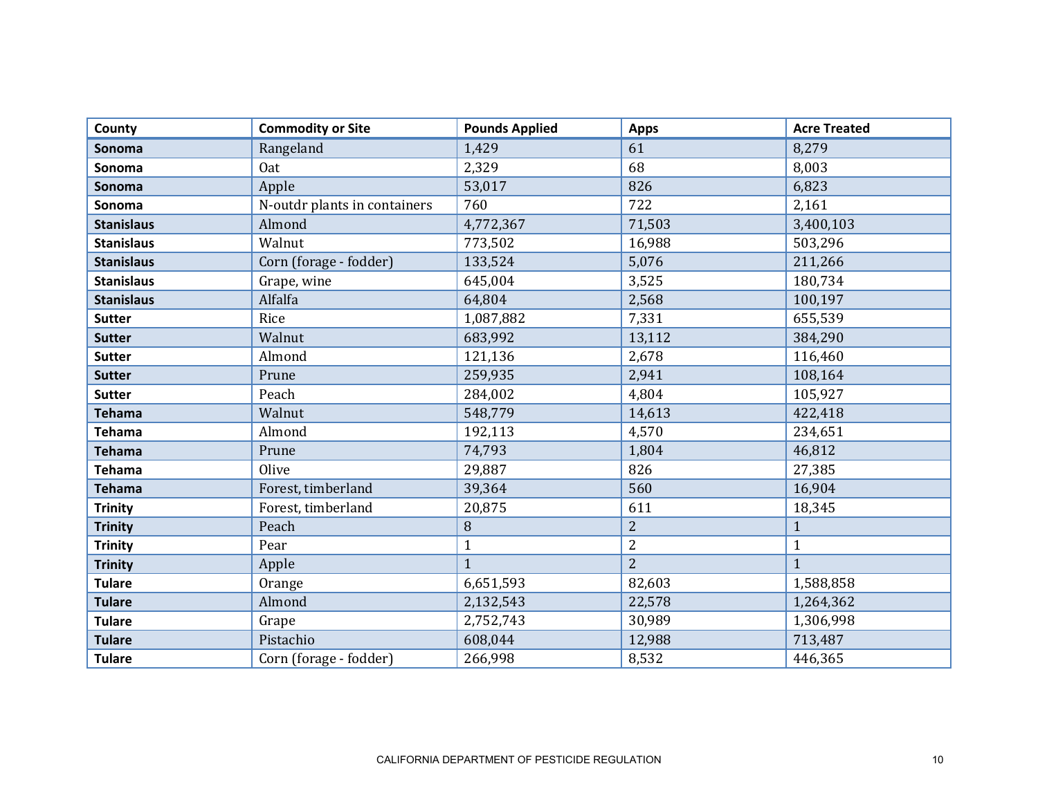| County | Commodity or Site | Pounds Applied | Apps | Acre Treated |
|---|---|---|---|---|
| **Sonoma** | Rangeland | 1,429 | 61 | 8,279 |
| **Sonoma** | Oat | 2,329 | 68 | 8,003 |
| **Sonoma** | Apple | 53,017 | 826 | 6,823 |
| **Sonoma** | N-outdr plants in containers | 760 | 722 | 2,161 |
| **Stanislaus** | Almond | 4,772,367 | 71,503 | 3,400,103 |
| **Stanislaus** | Walnut | 773,502 | 16,988 | 503,296 |
| **Stanislaus** | Corn (forage - fodder) | 133,524 | 5,076 | 211,266 |
| **Stanislaus** | Grape, wine | 645,004 | 3,525 | 180,734 |
| **Stanislaus** | Alfalfa | 64,804 | 2,568 | 100,197 |
| **Sutter** | Rice | 1,087,882 | 7,331 | 655,539 |
| **Sutter** | Walnut | 683,992 | 13,112 | 384,290 |
| **Sutter** | Almond | 121,136 | 2,678 | 116,460 |
| **Sutter** | Prune | 259,935 | 2,941 | 108,164 |
| **Sutter** | Peach | 284,002 | 4,804 | 105,927 |
| **Tehama** | Walnut | 548,779 | 14,613 | 422,418 |
| **Tehama** | Almond | 192,113 | 4,570 | 234,651 |
| **Tehama** | Prune | 74,793 | 1,804 | 46,812 |
| **Tehama** | Olive | 29,887 | 826 | 27,385 |
| **Tehama** | Forest, timberland | 39,364 | 560 | 16,904 |
| **Trinity** | Forest, timberland | 20,875 | 611 | 18,345 |
| **Trinity** | Peach | 8 | 2 | 1 |
| **Trinity** | Pear | 1 | 2 | 1 |
| **Trinity** | Apple | 1 | 2 | 1 |
| **Tulare** | Orange | 6,651,593 | 82,603 | 1,588,858 |
| **Tulare** | Almond | 2,132,543 | 22,578 | 1,264,362 |
| **Tulare** | Grape | 2,752,743 | 30,989 | 1,306,998 |
| **Tulare** | Pistachio | 608,044 | 12,988 | 713,487 |
| **Tulare** | Corn (forage - fodder) | 266,998 | 8,532 | 446,365 |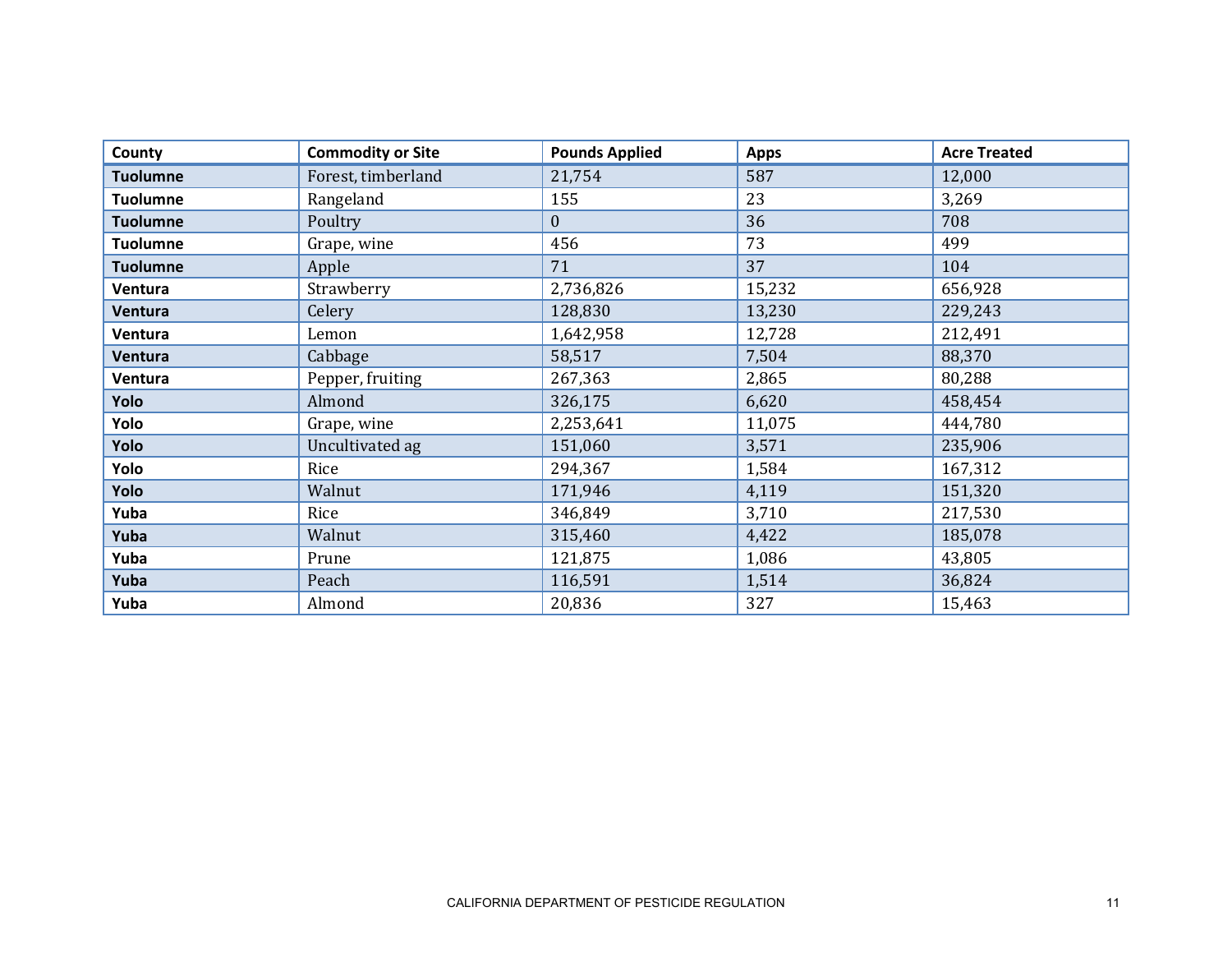| **County** | **Commodity or Site** | **Pounds Applied** | **Apps** | **Acre Treated** |
|---|---|---|---|---|
| **Tuolumne** | Forest, timberland | 21,754 | 587 | 12,000 |
| **Tuolumne** | Rangeland | 155 | 23 | 3,269 |
| **Tuolumne** | Poultry | 0 | 36 | 708 |
| **Tuolumne** | Grape, wine | 456 | 73 | 499 |
| **Tuolumne** | Apple | 71 | 37 | 104 |
| **Ventura** | Strawberry | 2,736,826 | 15,232 | 656,928 |
| **Ventura** | Celery | 128,830 | 13,230 | 229,243 |
| **Ventura** | Lemon | 1,642,958 | 12,728 | 212,491 |
| **Ventura** | Cabbage | 58,517 | 7,504 | 88,370 |
| **Ventura** | Pepper, fruiting | 267,363 | 2,865 | 80,288 |
| **Yolo** | Almond | 326,175 | 6,620 | 458,454 |
| **Yolo** | Grape, wine | 2,253,641 | 11,075 | 444,780 |
| **Yolo** | Uncultivated ag | 151,060 | 3,571 | 235,906 |
| **Yolo** | Rice | 294,367 | 1,584 | 167,312 |
| **Yolo** | Walnut | 171,946 | 4,119 | 151,320 |
| **Yuba** | Rice | 346,849 | 3,710 | 217,530 |
| **Yuba** | Walnut | 315,460 | 4,422 | 185,078 |
| **Yuba** | Prune | 121,875 | 1,086 | 43,805 |
| **Yuba** | Peach | 116,591 | 1,514 | 36,824 |
| **Yuba** | Almond | 20,836 | 327 | 15,463 |